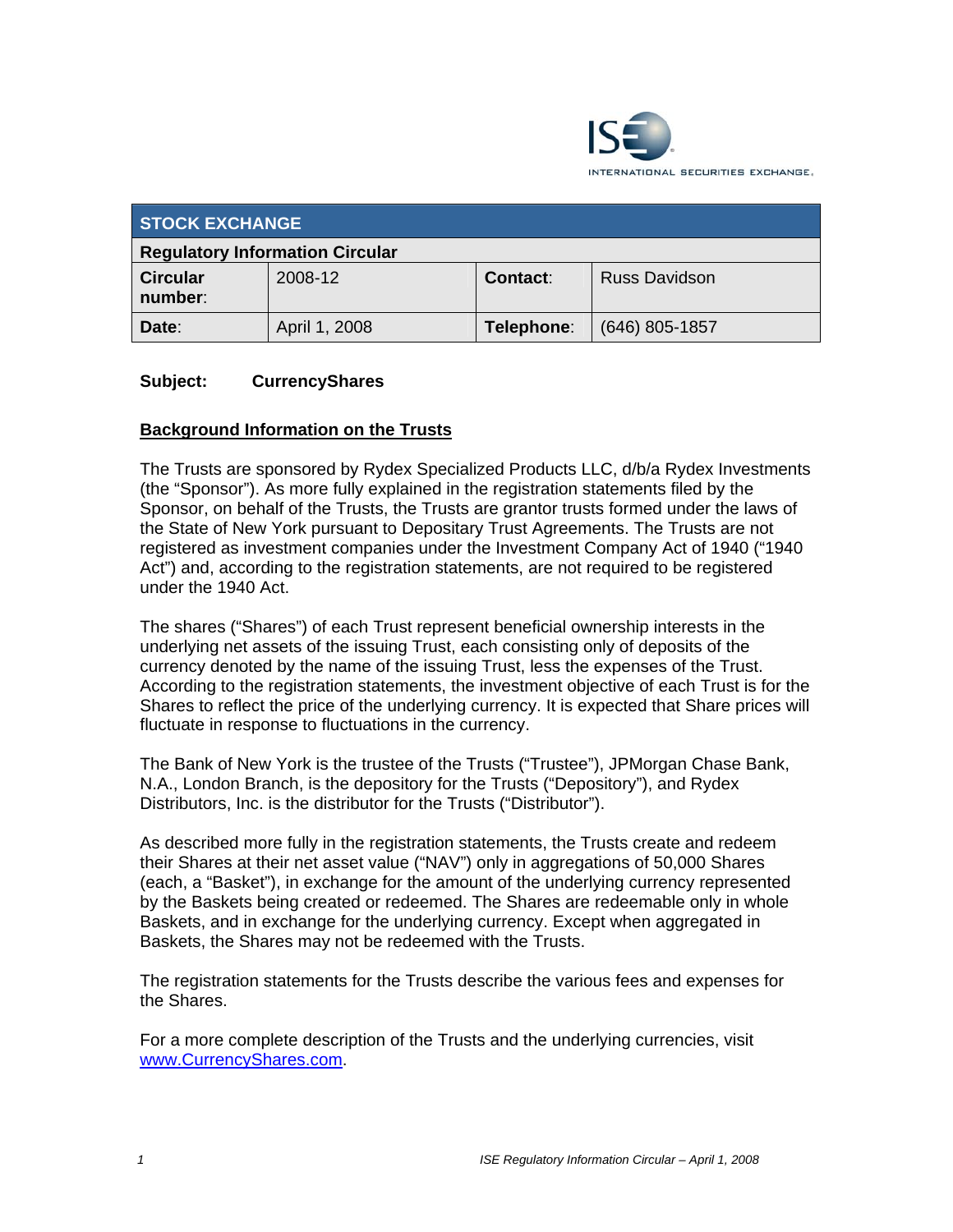ISE INTERNATIONAL SECURITIES EXCHANGE.

| STOCK EXCHANGE | | | |
|---|---|---|---|
| **Regulatory Information Circular** | | | |
| **Circular number**: | 2008-12 | **Contact**: | Russ Davidson |
| **Date**: | April 1, 2008 | **Telephone**: | (646) 805-1857 |

**Subject: CurrencyShares**

## Background Information on the Trusts

The Trusts are sponsored by Rydex Specialized Products LLC, d/b/a Rydex Investments (the "Sponsor"). As more fully explained in the registration statements filed by the Sponsor, on behalf of the Trusts, the Trusts are grantor trusts formed under the laws of the State of New York pursuant to Depositary Trust Agreements. The Trusts are not registered as investment companies under the Investment Company Act of 1940 ("1940 Act") and, according to the registration statements, are not required to be registered under the 1940 Act.

The shares ("Shares") of each Trust represent beneficial ownership interests in the underlying net assets of the issuing Trust, each consisting only of deposits of the currency denoted by the name of the issuing Trust, less the expenses of the Trust. According to the registration statements, the investment objective of each Trust is for the Shares to reflect the price of the underlying currency. It is expected that Share prices will fluctuate in response to fluctuations in the currency.

The Bank of New York is the trustee of the Trusts ("Trustee"), JPMorgan Chase Bank, N.A., London Branch, is the depository for the Trusts ("Depository"), and Rydex Distributors, Inc. is the distributor for the Trusts ("Distributor").

As described more fully in the registration statements, the Trusts create and redeem their Shares at their net asset value ("NAV") only in aggregations of 50,000 Shares (each, a "Basket"), in exchange for the amount of the underlying currency represented by the Baskets being created or redeemed. The Shares are redeemable only in whole Baskets, and in exchange for the underlying currency. Except when aggregated in Baskets, the Shares may not be redeemed with the Trusts.

The registration statements for the Trusts describe the various fees and expenses for the Shares.

For a more complete description of the Trusts and the underlying currencies, visit www.CurrencyShares.com.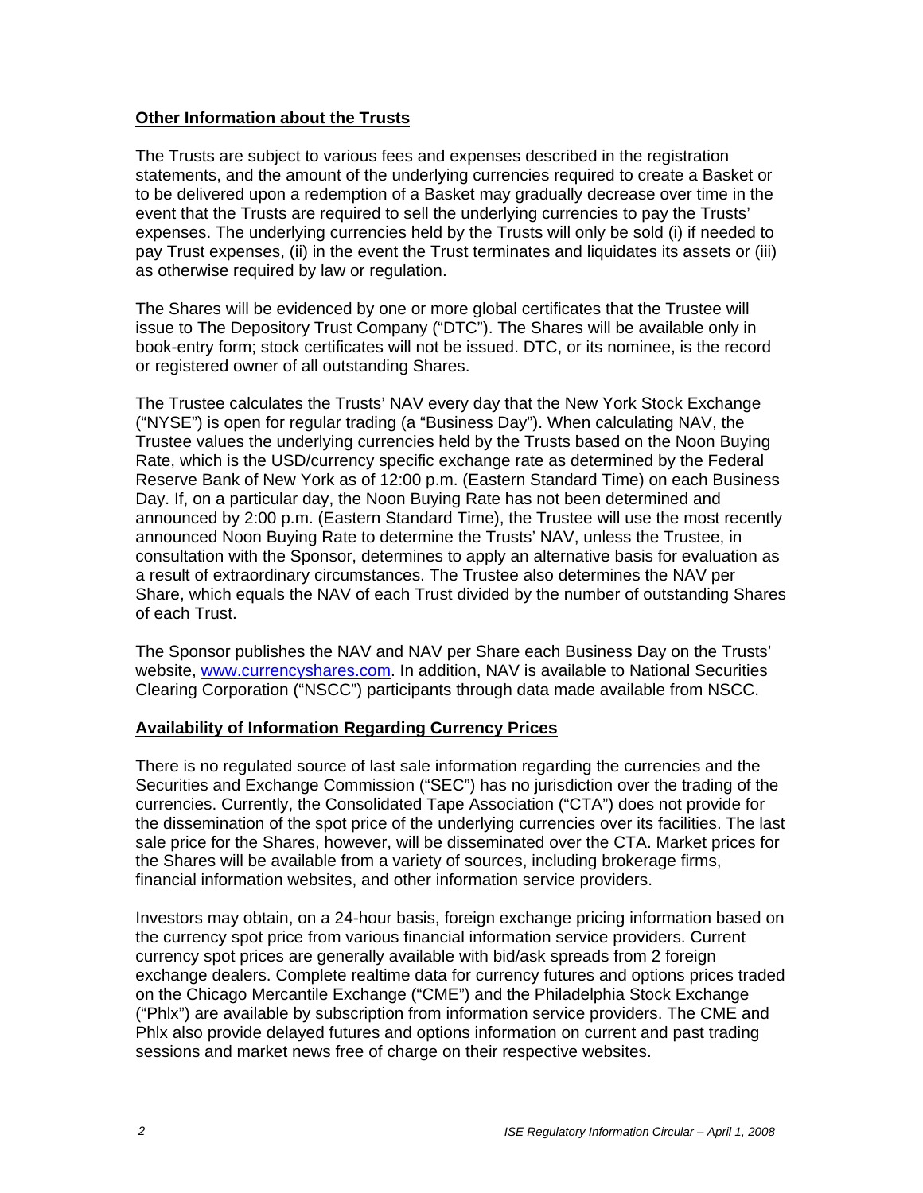**Other Information about the Trusts**

The Trusts are subject to various fees and expenses described in the registration statements, and the amount of the underlying currencies required to create a Basket or to be delivered upon a redemption of a Basket may gradually decrease over time in the event that the Trusts are required to sell the underlying currencies to pay the Trusts' expenses. The underlying currencies held by the Trusts will only be sold (i) if needed to pay Trust expenses, (ii) in the event the Trust terminates and liquidates its assets or (iii) as otherwise required by law or regulation.

The Shares will be evidenced by one or more global certificates that the Trustee will issue to The Depository Trust Company ("DTC"). The Shares will be available only in book-entry form; stock certificates will not be issued. DTC, or its nominee, is the record or registered owner of all outstanding Shares.

The Trustee calculates the Trusts' NAV every day that the New York Stock Exchange ("NYSE") is open for regular trading (a "Business Day"). When calculating NAV, the Trustee values the underlying currencies held by the Trusts based on the Noon Buying Rate, which is the USD/currency specific exchange rate as determined by the Federal Reserve Bank of New York as of 12:00 p.m. (Eastern Standard Time) on each Business Day. If, on a particular day, the Noon Buying Rate has not been determined and announced by 2:00 p.m. (Eastern Standard Time), the Trustee will use the most recently announced Noon Buying Rate to determine the Trusts' NAV, unless the Trustee, in consultation with the Sponsor, determines to apply an alternative basis for evaluation as a result of extraordinary circumstances. The Trustee also determines the NAV per Share, which equals the NAV of each Trust divided by the number of outstanding Shares of each Trust.

The Sponsor publishes the NAV and NAV per Share each Business Day on the Trusts' website, www.currencyshares.com. In addition, NAV is available to National Securities Clearing Corporation ("NSCC") participants through data made available from NSCC.

**Availability of Information Regarding Currency Prices**

There is no regulated source of last sale information regarding the currencies and the Securities and Exchange Commission ("SEC") has no jurisdiction over the trading of the currencies. Currently, the Consolidated Tape Association ("CTA") does not provide for the dissemination of the spot price of the underlying currencies over its facilities. The last sale price for the Shares, however, will be disseminated over the CTA. Market prices for the Shares will be available from a variety of sources, including brokerage firms, financial information websites, and other information service providers.

Investors may obtain, on a 24-hour basis, foreign exchange pricing information based on the currency spot price from various financial information service providers. Current currency spot prices are generally available with bid/ask spreads from 2 foreign exchange dealers. Complete realtime data for currency futures and options prices traded on the Chicago Mercantile Exchange ("CME") and the Philadelphia Stock Exchange ("Phlx") are available by subscription from information service providers. The CME and Phlx also provide delayed futures and options information on current and past trading sessions and market news free of charge on their respective websites.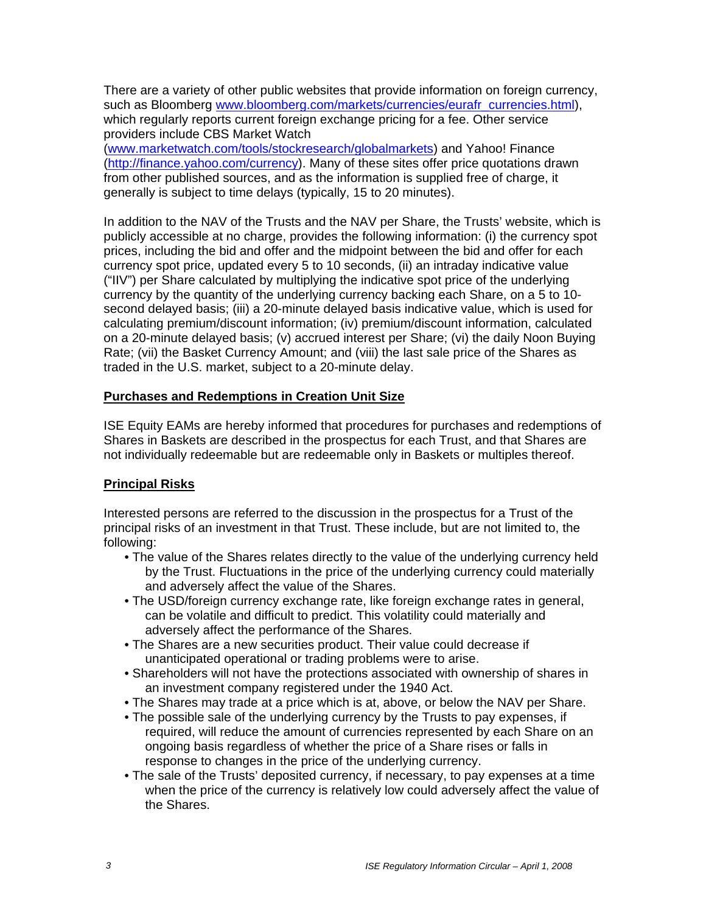There are a variety of other public websites that provide information on foreign currency, such as Bloomberg www.bloomberg.com/markets/currencies/eurafr_currencies.html), which regularly reports current foreign exchange pricing for a fee. Other service providers include CBS Market Watch (www.marketwatch.com/tools/stockresearch/globalmarkets) and Yahoo! Finance (http://finance.yahoo.com/currency). Many of these sites offer price quotations drawn from other published sources, and as the information is supplied free of charge, it generally is subject to time delays (typically, 15 to 20 minutes).

In addition to the NAV of the Trusts and the NAV per Share, the Trusts' website, which is publicly accessible at no charge, provides the following information: (i) the currency spot prices, including the bid and offer and the midpoint between the bid and offer for each currency spot price, updated every 5 to 10 seconds, (ii) an intraday indicative value ("IIV") per Share calculated by multiplying the indicative spot price of the underlying currency by the quantity of the underlying currency backing each Share, on a 5 to 10-second delayed basis; (iii) a 20-minute delayed basis indicative value, which is used for calculating premium/discount information; (iv) premium/discount information, calculated on a 20-minute delayed basis; (v) accrued interest per Share; (vi) the daily Noon Buying Rate; (vii) the Basket Currency Amount; and (viii) the last sale price of the Shares as traded in the U.S. market, subject to a 20-minute delay.

**Purchases and Redemptions in Creation Unit Size**

ISE Equity EAMs are hereby informed that procedures for purchases and redemptions of Shares in Baskets are described in the prospectus for each Trust, and that Shares are not individually redeemable but are redeemable only in Baskets or multiples thereof.

**Principal Risks**

Interested persons are referred to the discussion in the prospectus for a Trust of the principal risks of an investment in that Trust. These include, but are not limited to, the following:

- The value of the Shares relates directly to the value of the underlying currency held by the Trust. Fluctuations in the price of the underlying currency could materially and adversely affect the value of the Shares.
- The USD/foreign currency exchange rate, like foreign exchange rates in general, can be volatile and difficult to predict. This volatility could materially and adversely affect the performance of the Shares.
- The Shares are a new securities product. Their value could decrease if unanticipated operational or trading problems were to arise.
- Shareholders will not have the protections associated with ownership of shares in an investment company registered under the 1940 Act.
- The Shares may trade at a price which is at, above, or below the NAV per Share.
- The possible sale of the underlying currency by the Trusts to pay expenses, if required, will reduce the amount of currencies represented by each Share on an ongoing basis regardless of whether the price of a Share rises or falls in response to changes in the price of the underlying currency.
- The sale of the Trusts' deposited currency, if necessary, to pay expenses at a time when the price of the currency is relatively low could adversely affect the value of the Shares.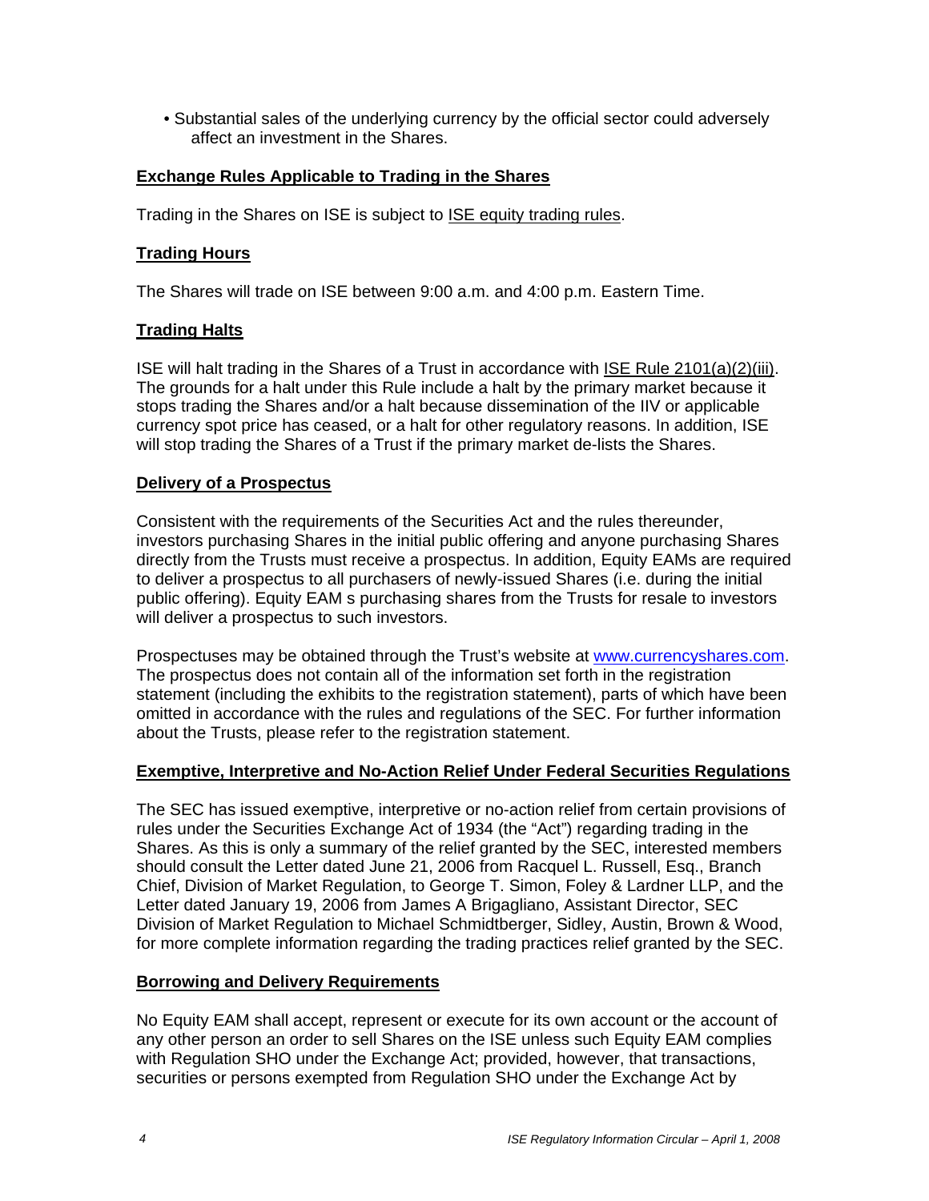- Substantial sales of the underlying currency by the official sector could adversely affect an investment in the Shares.

## Exchange Rules Applicable to Trading in the Shares

Trading in the Shares on ISE is subject to ISE equity trading rules.

## Trading Hours

The Shares will trade on ISE between 9:00 a.m. and 4:00 p.m. Eastern Time.

## Trading Halts

ISE will halt trading in the Shares of a Trust in accordance with ISE Rule 2101(a)(2)(iii). The grounds for a halt under this Rule include a halt by the primary market because it stops trading the Shares and/or a halt because dissemination of the IIV or applicable currency spot price has ceased, or a halt for other regulatory reasons. In addition, ISE will stop trading the Shares of a Trust if the primary market de-lists the Shares.

## Delivery of a Prospectus

Consistent with the requirements of the Securities Act and the rules thereunder, investors purchasing Shares in the initial public offering and anyone purchasing Shares directly from the Trusts must receive a prospectus. In addition, Equity EAMs are required to deliver a prospectus to all purchasers of newly-issued Shares (i.e. during the initial public offering). Equity EAM s purchasing shares from the Trusts for resale to investors will deliver a prospectus to such investors.

Prospectuses may be obtained through the Trust's website at www.currencyshares.com. The prospectus does not contain all of the information set forth in the registration statement (including the exhibits to the registration statement), parts of which have been omitted in accordance with the rules and regulations of the SEC. For further information about the Trusts, please refer to the registration statement.

## Exemptive, Interpretive and No-Action Relief Under Federal Securities Regulations

The SEC has issued exemptive, interpretive or no-action relief from certain provisions of rules under the Securities Exchange Act of 1934 (the "Act") regarding trading in the Shares. As this is only a summary of the relief granted by the SEC, interested members should consult the Letter dated June 21, 2006 from Racquel L. Russell, Esq., Branch Chief, Division of Market Regulation, to George T. Simon, Foley & Lardner LLP, and the Letter dated January 19, 2006 from James A Brigagliano, Assistant Director, SEC Division of Market Regulation to Michael Schmidtberger, Sidley, Austin, Brown & Wood, for more complete information regarding the trading practices relief granted by the SEC.

## Borrowing and Delivery Requirements

No Equity EAM shall accept, represent or execute for its own account or the account of any other person an order to sell Shares on the ISE unless such Equity EAM complies with Regulation SHO under the Exchange Act; provided, however, that transactions, securities or persons exempted from Regulation SHO under the Exchange Act by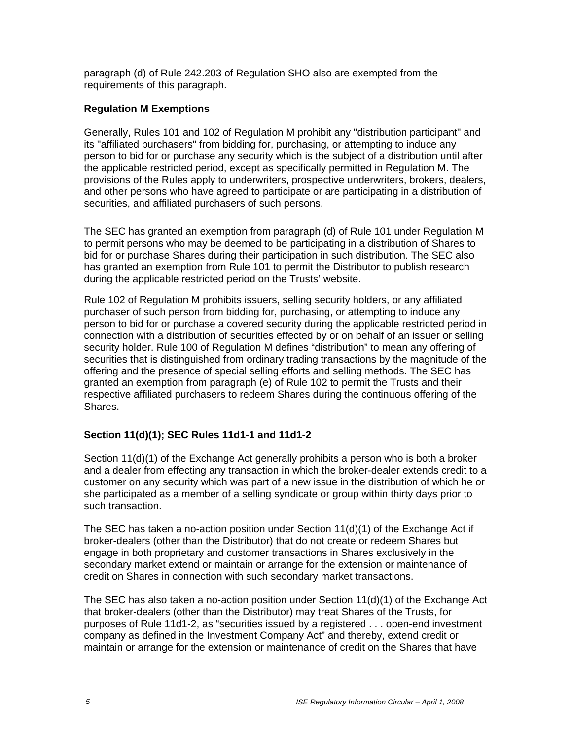paragraph (d) of Rule 242.203 of Regulation SHO also are exempted from the requirements of this paragraph.

### Regulation M Exemptions

Generally, Rules 101 and 102 of Regulation M prohibit any "distribution participant" and its "affiliated purchasers" from bidding for, purchasing, or attempting to induce any person to bid for or purchase any security which is the subject of a distribution until after the applicable restricted period, except as specifically permitted in Regulation M. The provisions of the Rules apply to underwriters, prospective underwriters, brokers, dealers, and other persons who have agreed to participate or are participating in a distribution of securities, and affiliated purchasers of such persons.

The SEC has granted an exemption from paragraph (d) of Rule 101 under Regulation M to permit persons who may be deemed to be participating in a distribution of Shares to bid for or purchase Shares during their participation in such distribution. The SEC also has granted an exemption from Rule 101 to permit the Distributor to publish research during the applicable restricted period on the Trusts' website.

Rule 102 of Regulation M prohibits issuers, selling security holders, or any affiliated purchaser of such person from bidding for, purchasing, or attempting to induce any person to bid for or purchase a covered security during the applicable restricted period in connection with a distribution of securities effected by or on behalf of an issuer or selling security holder. Rule 100 of Regulation M defines "distribution" to mean any offering of securities that is distinguished from ordinary trading transactions by the magnitude of the offering and the presence of special selling efforts and selling methods. The SEC has granted an exemption from paragraph (e) of Rule 102 to permit the Trusts and their respective affiliated purchasers to redeem Shares during the continuous offering of the Shares.

### Section 11(d)(1); SEC Rules 11d1-1 and 11d1-2

Section 11(d)(1) of the Exchange Act generally prohibits a person who is both a broker and a dealer from effecting any transaction in which the broker-dealer extends credit to a customer on any security which was part of a new issue in the distribution of which he or she participated as a member of a selling syndicate or group within thirty days prior to such transaction.

The SEC has taken a no-action position under Section 11(d)(1) of the Exchange Act if broker-dealers (other than the Distributor) that do not create or redeem Shares but engage in both proprietary and customer transactions in Shares exclusively in the secondary market extend or maintain or arrange for the extension or maintenance of credit on Shares in connection with such secondary market transactions.

The SEC has also taken a no-action position under Section 11(d)(1) of the Exchange Act that broker-dealers (other than the Distributor) may treat Shares of the Trusts, for purposes of Rule 11d1-2, as "securities issued by a registered . . . open-end investment company as defined in the Investment Company Act" and thereby, extend credit or maintain or arrange for the extension or maintenance of credit on the Shares that have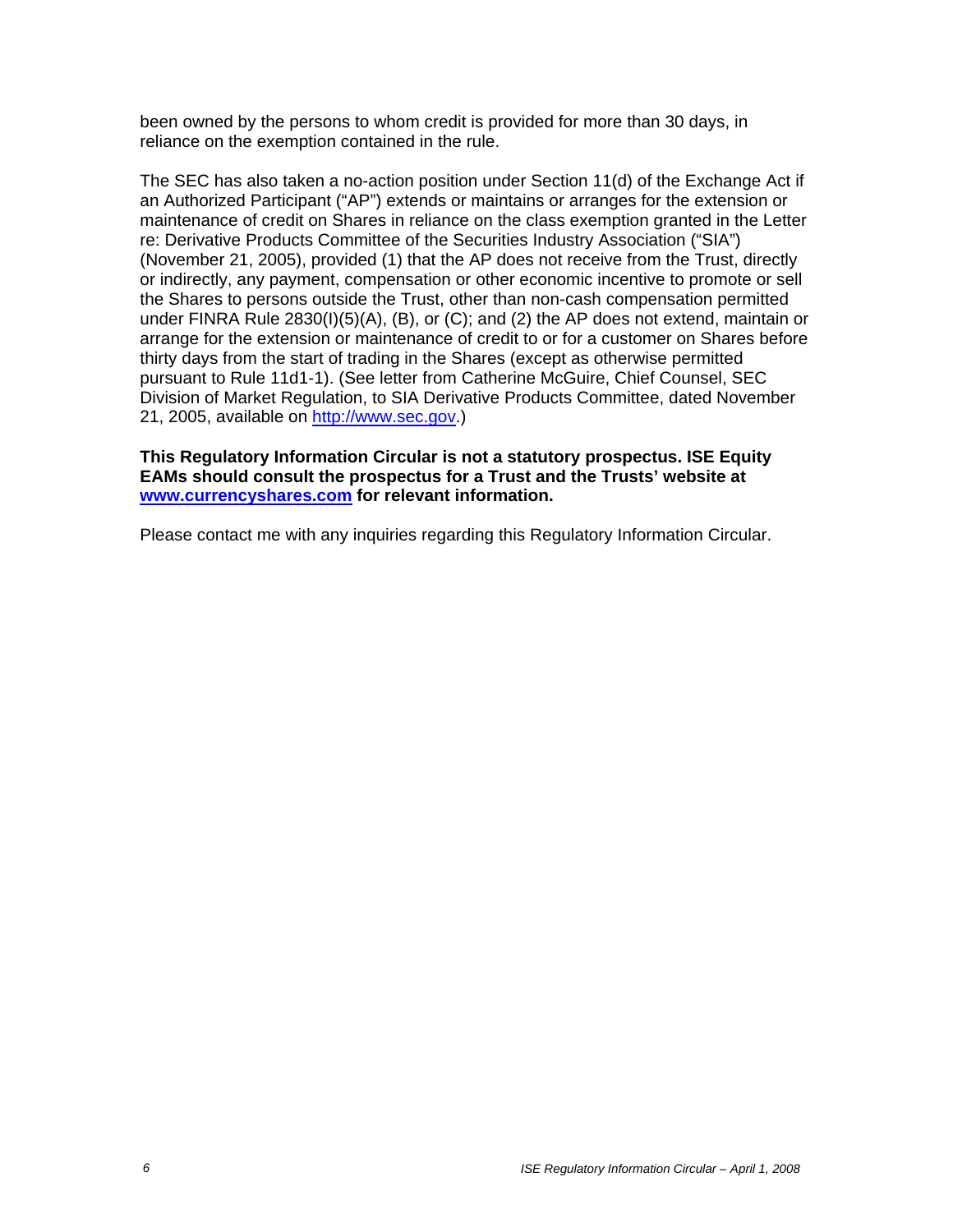been owned by the persons to whom credit is provided for more than 30 days, in reliance on the exemption contained in the rule.

The SEC has also taken a no-action position under Section 11(d) of the Exchange Act if an Authorized Participant ("AP") extends or maintains or arranges for the extension or maintenance of credit on Shares in reliance on the class exemption granted in the Letter re: Derivative Products Committee of the Securities Industry Association ("SIA") (November 21, 2005), provided (1) that the AP does not receive from the Trust, directly or indirectly, any payment, compensation or other economic incentive to promote or sell the Shares to persons outside the Trust, other than non-cash compensation permitted under FINRA Rule 2830(l)(5)(A), (B), or (C); and (2) the AP does not extend, maintain or arrange for the extension or maintenance of credit to or for a customer on Shares before thirty days from the start of trading in the Shares (except as otherwise permitted pursuant to Rule 11d1-1). (See letter from Catherine McGuire, Chief Counsel, SEC Division of Market Regulation, to SIA Derivative Products Committee, dated November 21, 2005, available on http://www.sec.gov.)

**This Regulatory Information Circular is not a statutory prospectus. ISE Equity EAMs should consult the prospectus for a Trust and the Trusts' website at www.currencyshares.com for relevant information.**

Please contact me with any inquiries regarding this Regulatory Information Circular.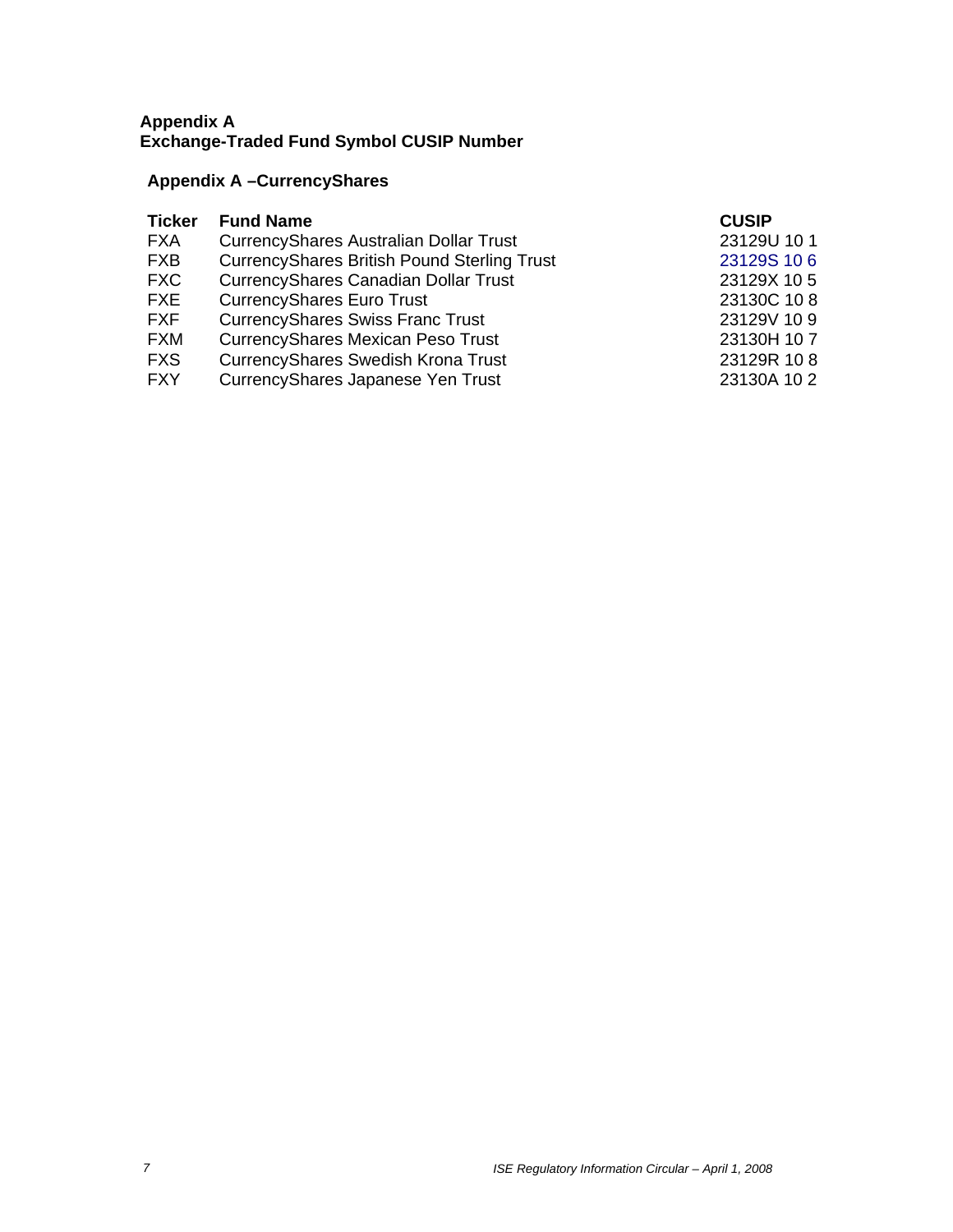**Appendix A**
**Exchange-Traded Fund Symbol CUSIP Number**

## Appendix A –CurrencyShares

| Ticker | Fund Name | CUSIP |
|---|---|---|
| FXA | CurrencyShares Australian Dollar Trust | 23129U 10 1 |
| FXB | CurrencyShares British Pound Sterling Trust | 23129S 10 6 |
| FXC | CurrencyShares Canadian Dollar Trust | 23129X 10 5 |
| FXE | CurrencyShares Euro Trust | 23130C 10 8 |
| FXF | CurrencyShares Swiss Franc Trust | 23129V 10 9 |
| FXM | CurrencyShares Mexican Peso Trust | 23130H 10 7 |
| FXS | CurrencyShares Swedish Krona Trust | 23129R 10 8 |
| FXY | CurrencyShares Japanese Yen Trust | 23130A 10 2 |